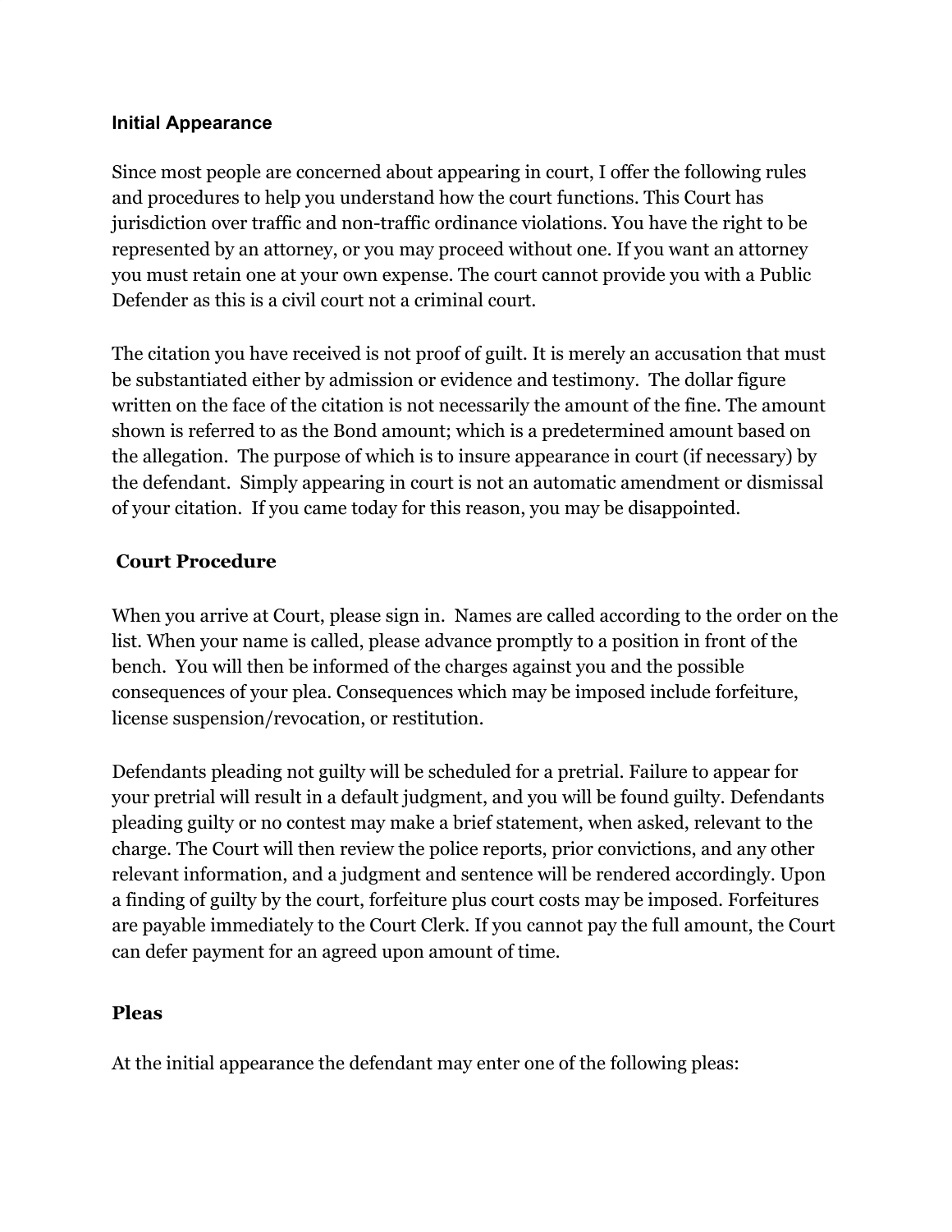### Initial Appearance

Since most people are concerned about appearing in court, I offer the following rules and procedures to help you understand how the court functions. This Court has jurisdiction over traffic and non-traffic ordinance violations. You have the right to be represented by an attorney, or you may proceed without one. If you want an attorney you must retain one at your own expense. The court cannot provide you with a Public Defender as this is a civil court not a criminal court.

The citation you have received is not proof of guilt. It is merely an accusation that must be substantiated either by admission or evidence and testimony. The dollar figure written on the face of the citation is not necessarily the amount of the fine. The amount shown is referred to as the Bond amount; which is a predetermined amount based on the allegation. The purpose of which is to insure appearance in court (if necessary) by the defendant. Simply appearing in court is not an automatic amendment or dismissal of your citation. If you came today for this reason, you may be disappointed.

### Court Procedure

When you arrive at Court, please sign in. Names are called according to the order on the list. When your name is called, please advance promptly to a position in front of the bench. You will then be informed of the charges against you and the possible consequences of your plea. Consequences which may be imposed include forfeiture, license suspension/revocation, or restitution.

Defendants pleading not guilty will be scheduled for a pretrial. Failure to appear for your pretrial will result in a default judgment, and you will be found guilty. Defendants pleading guilty or no contest may make a brief statement, when asked, relevant to the charge. The Court will then review the police reports, prior convictions, and any other relevant information, and a judgment and sentence will be rendered accordingly. Upon a finding of guilty by the court, forfeiture plus court costs may be imposed. Forfeitures are payable immediately to the Court Clerk. If you cannot pay the full amount, the Court can defer payment for an agreed upon amount of time.

### Pleas

At the initial appearance the defendant may enter one of the following pleas: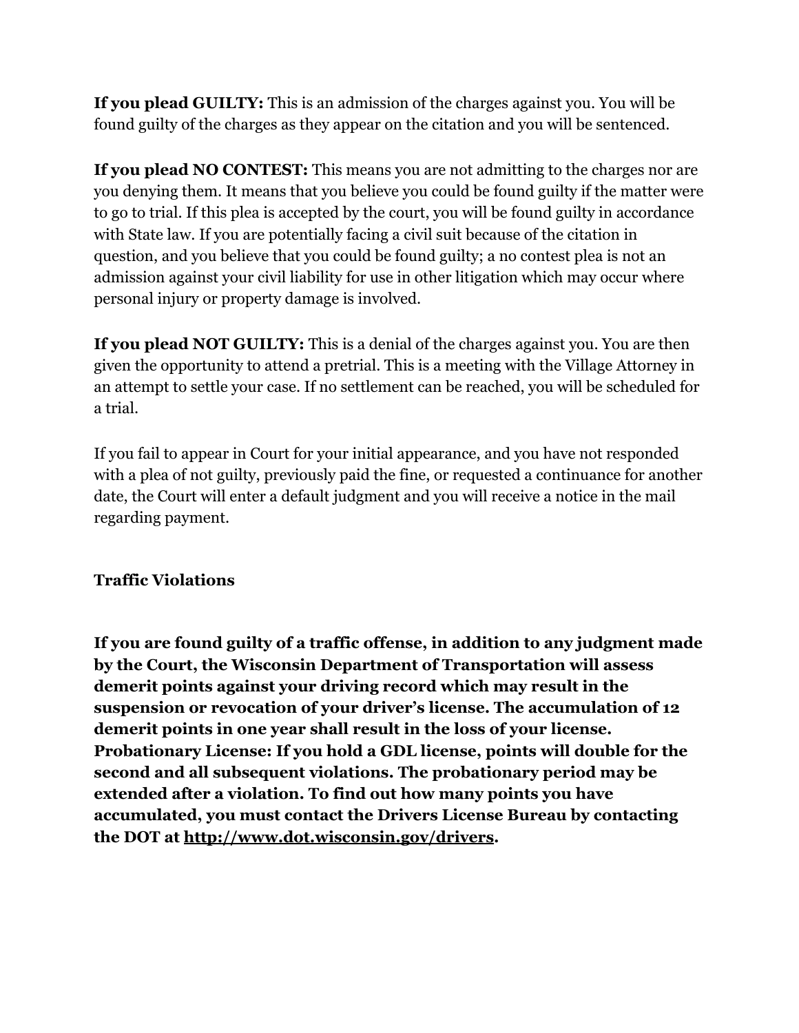**If you plead GUILTY:** This is an admission of the charges against you. You will be found guilty of the charges as they appear on the citation and you will be sentenced.

**If you plead NO CONTEST:** This means you are not admitting to the charges nor are you denying them. It means that you believe you could be found guilty if the matter were to go to trial. If this plea is accepted by the court, you will be found guilty in accordance with State law. If you are potentially facing a civil suit because of the citation in question, and you believe that you could be found guilty; a no contest plea is not an admission against your civil liability for use in other litigation which may occur where personal injury or property damage is involved.

**If you plead NOT GUILTY:** This is a denial of the charges against you. You are then given the opportunity to attend a pretrial. This is a meeting with the Village Attorney in an attempt to settle your case. If no settlement can be reached, you will be scheduled for a trial.

If you fail to appear in Court for your initial appearance, and you have not responded with a plea of not guilty, previously paid the fine, or requested a continuance for another date, the Court will enter a default judgment and you will receive a notice in the mail regarding payment.

**Traffic Violations**

**If you are found guilty of a traffic offense, in addition to any judgment made by the Court, the Wisconsin Department of Transportation will assess demerit points against your driving record which may result in the suspension or revocation of your driver's license. The accumulation of 12 demerit points in one year shall result in the loss of your license. Probationary License: If you hold a GDL license, points will double for the second and all subsequent violations. The probationary period may be extended after a violation. To find out how many points you have accumulated, you must contact the Drivers License Bureau by contacting the DOT at http://www.dot.wisconsin.gov/drivers.**